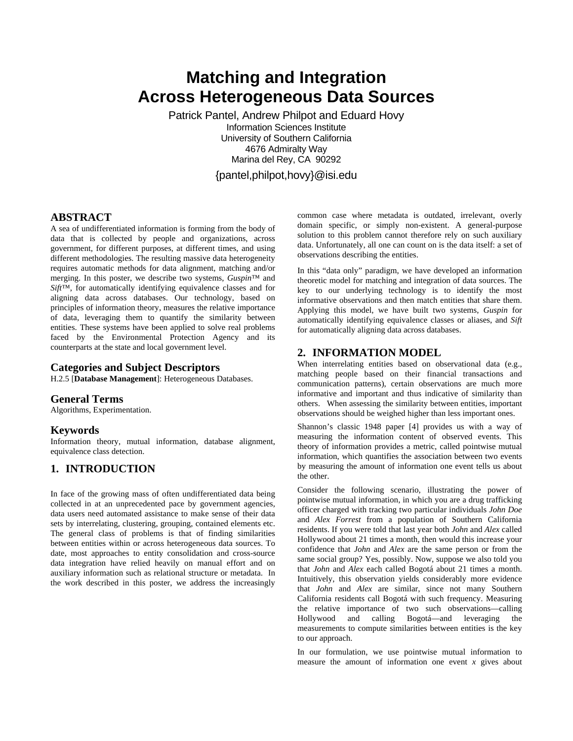# Matching and Integration Across Heterogeneous Data Sources

Patrick Pantel, Andrew Philpot and Eduard Hovy
Information Sciences Institute
University of Southern California
4676 Admiralty Way
Marina del Rey, CA 90292

{pantel,philpot,hovy}@isi.edu

## ABSTRACT

A sea of undifferentiated information is forming from the body of data that is collected by people and organizations, across government, for different purposes, at different times, and using different methodologies. The resulting massive data heterogeneity requires automatic methods for data alignment, matching and/or merging. In this poster, we describe two systems, *Guspin*™ and *Sift*™, for automatically identifying equivalence classes and for aligning data across databases. Our technology, based on principles of information theory, measures the relative importance of data, leveraging them to quantify the similarity between entities. These systems have been applied to solve real problems faced by the Environmental Protection Agency and its counterparts at the state and local government level.

### Categories and Subject Descriptors

H.2.5 [**Database Management**]: Heterogeneous Databases.

### General Terms

Algorithms, Experimentation.

### Keywords

Information theory, mutual information, database alignment, equivalence class detection.

## 1. INTRODUCTION

In face of the growing mass of often undifferentiated data being collected in at an unprecedented pace by government agencies, data users need automated assistance to make sense of their data sets by interrelating, clustering, grouping, contained elements etc. The general class of problems is that of finding similarities between entities within or across heterogeneous data sources. To date, most approaches to entity consolidation and cross-source data integration have relied heavily on manual effort and on auxiliary information such as relational structure or metadata. In the work described in this poster, we address the increasingly common case where metadata is outdated, irrelevant, overly domain specific, or simply non-existent. A general-purpose solution to this problem cannot therefore rely on such auxiliary data. Unfortunately, all one can count on is the data itself: a set of observations describing the entities.

In this "data only" paradigm, we have developed an information theoretic model for matching and integration of data sources. The key to our underlying technology is to identify the most informative observations and then match entities that share them. Applying this model, we have built two systems, *Guspin* for automatically identifying equivalence classes or aliases, and *Sift* for automatically aligning data across databases.

## 2. INFORMATION MODEL

When interrelating entities based on observational data (e.g., matching people based on their financial transactions and communication patterns), certain observations are much more informative and important and thus indicative of similarity than others. When assessing the similarity between entities, important observations should be weighed higher than less important ones.

Shannon's classic 1948 paper [4] provides us with a way of measuring the information content of observed events. This theory of information provides a metric, called pointwise mutual information, which quantifies the association between two events by measuring the amount of information one event tells us about the other.

Consider the following scenario, illustrating the power of pointwise mutual information, in which you are a drug trafficking officer charged with tracking two particular individuals *John Doe* and *Alex Forrest* from a population of Southern California residents. If you were told that last year both *John* and *Alex* called Hollywood about 21 times a month, then would this increase your confidence that *John* and *Alex* are the same person or from the same social group? Yes, possibly. Now, suppose we also told you that *John* and *Alex* each called Bogotá about 21 times a month. Intuitively, this observation yields considerably more evidence that *John* and *Alex* are similar, since not many Southern California residents call Bogotá with such frequency. Measuring the relative importance of two such observations—calling Hollywood and calling Bogotá—and leveraging the measurements to compute similarities between entities is the key to our approach.

In our formulation, we use pointwise mutual information to measure the amount of information one event $x$ gives about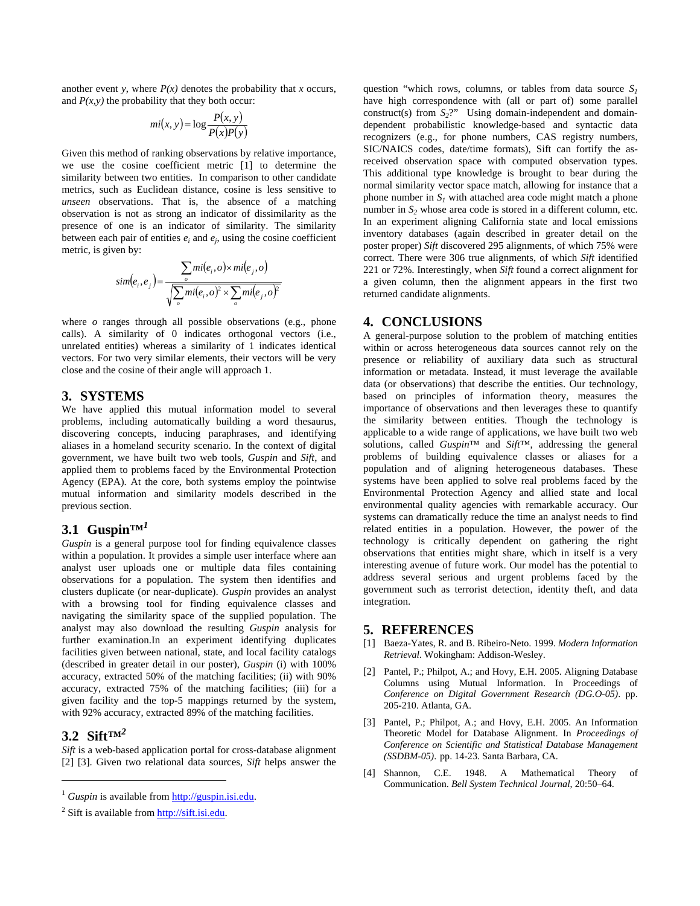another event *y*, where *P(x)* denotes the probability that *x* occurs, and *P(x,y)* the probability that they both occur:

$$mi(x,y) = \log \frac{P(x,y)}{P(x)P(y)}$$

Given this method of ranking observations by relative importance, we use the cosine coefficient metric [1] to determine the similarity between two entities. In comparison to other candidate metrics, such as Euclidean distance, cosine is less sensitive to *unseen* observations. That is, the absence of a matching observation is not as strong an indicator of dissimilarity as the presence of one is an indicator of similarity. The similarity between each pair of entities $e_i$ and $e_j$, using the cosine coefficient metric, is given by:

$$sim(e_i, e_j) = \frac{\sum_o mi(e_i, o) \times mi(e_j, o)}{\sqrt{\sum_o mi(e_i, o)^2 \times \sum_o mi(e_j, o)^2}}$$

where *o* ranges through all possible observations (e.g., phone calls). A similarity of 0 indicates orthogonal vectors (i.e., unrelated entities) whereas a similarity of 1 indicates identical vectors. For two very similar elements, their vectors will be very close and the cosine of their angle will approach 1.

## 3. SYSTEMS

We have applied this mutual information model to several problems, including automatically building a word thesaurus, discovering concepts, inducing paraphrases, and identifying aliases in a homeland security scenario. In the context of digital government, we have built two web tools, *Guspin* and *Sift*, and applied them to problems faced by the Environmental Protection Agency (EPA). At the core, both systems employ the pointwise mutual information and similarity models described in the previous section.

### 3.1 Guspin™[1]

*Guspin* is a general purpose tool for finding equivalence classes within a population. It provides a simple user interface where aan analyst user uploads one or multiple data files containing observations for a population. The system then identifies and clusters duplicate (or near-duplicate). *Guspin* provides an analyst with a browsing tool for finding equivalence classes and navigating the similarity space of the supplied population. The analyst may also download the resulting *Guspin* analysis for further examination.In an experiment identifying duplicates facilities given between national, state, and local facility catalogs (described in greater detail in our poster), *Guspin* (i) with 100% accuracy, extracted 50% of the matching facilities; (ii) with 90% accuracy, extracted 75% of the matching facilities; (iii) for a given facility and the top-5 mappings returned by the system, with 92% accuracy, extracted 89% of the matching facilities.

### 3.2 Sift™[2]

*Sift* is a web-based application portal for cross-database alignment [2] [3]. Given two relational data sources, *Sift* helps answer the question "which rows, columns, or tables from data source $S_1$ have high correspondence with (all or part of) some parallel construct(s) from $S_2$?" Using domain-independent and domain-dependent probabilistic knowledge-based and syntactic data recognizers (e.g., for phone numbers, CAS registry numbers, SIC/NAICS codes, date/time formats), Sift can fortify the as-received observation space with computed observation types. This additional type knowledge is brought to bear during the normal similarity vector space match, allowing for instance that a phone number in $S_1$ with attached area code might match a phone number in $S_2$ whose area code is stored in a different column, etc. In an experiment aligning California state and local emissions inventory databases (again described in greater detail on the poster proper) *Sift* discovered 295 alignments, of which 75% were correct. There were 306 true alignments, of which *Sift* identified 221 or 72%. Interestingly, when *Sift* found a correct alignment for a given column, then the alignment appears in the first two returned candidate alignments.

## 4. CONCLUSIONS

A general-purpose solution to the problem of matching entities within or across heterogeneous data sources cannot rely on the presence or reliability of auxiliary data such as structural information or metadata. Instead, it must leverage the available data (or observations) that describe the entities. Our technology, based on principles of information theory, measures the importance of observations and then leverages these to quantify the similarity between entities. Though the technology is applicable to a wide range of applications, we have built two web solutions, called *Guspin*™ and *Sift*™, addressing the general problems of building equivalence classes or aliases for a population and of aligning heterogeneous databases. These systems have been applied to solve real problems faced by the Environmental Protection Agency and allied state and local environmental quality agencies with remarkable accuracy. Our systems can dramatically reduce the time an analyst needs to find related entities in a population. However, the power of the technology is critically dependent on gathering the right observations that entities might share, which in itself is a very interesting avenue of future work. Our model has the potential to address several serious and urgent problems faced by the government such as terrorist detection, identity theft, and data integration.

## 5. REFERENCES

[1] Baeza-Yates, R. and B. Ribeiro-Neto. 1999. *Modern Information Retrieval*. Wokingham: Addison-Wesley.

[2] Pantel, P.; Philpot, A.; and Hovy, E.H. 2005. Aligning Database Columns using Mutual Information. In Proceedings of *Conference on Digital Government Research (DG.O-05)*. pp. 205-210. Atlanta, GA.

[3] Pantel, P.; Philpot, A.; and Hovy, E.H. 2005. An Information Theoretic Model for Database Alignment. In *Proceedings of Conference on Scientific and Statistical Database Management (SSDBM-05)*. pp. 14-23. Santa Barbara, CA.

[4] Shannon, C.E. 1948. A Mathematical Theory of Communication. *Bell System Technical Journal*, 20:50–64.

---

[1] *Guspin* is available from http://guspin.isi.edu.

[2] Sift is available from http://sift.isi.edu.